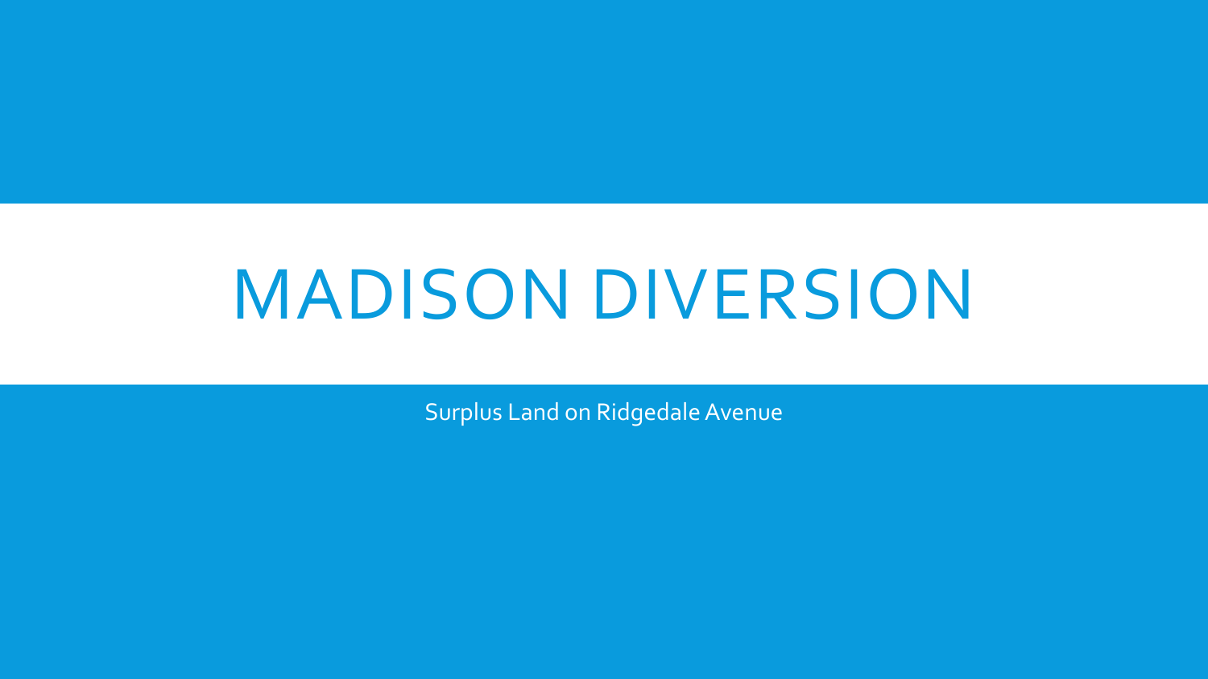# MADISON DIVERSION

Surplus Land on Ridgedale Avenue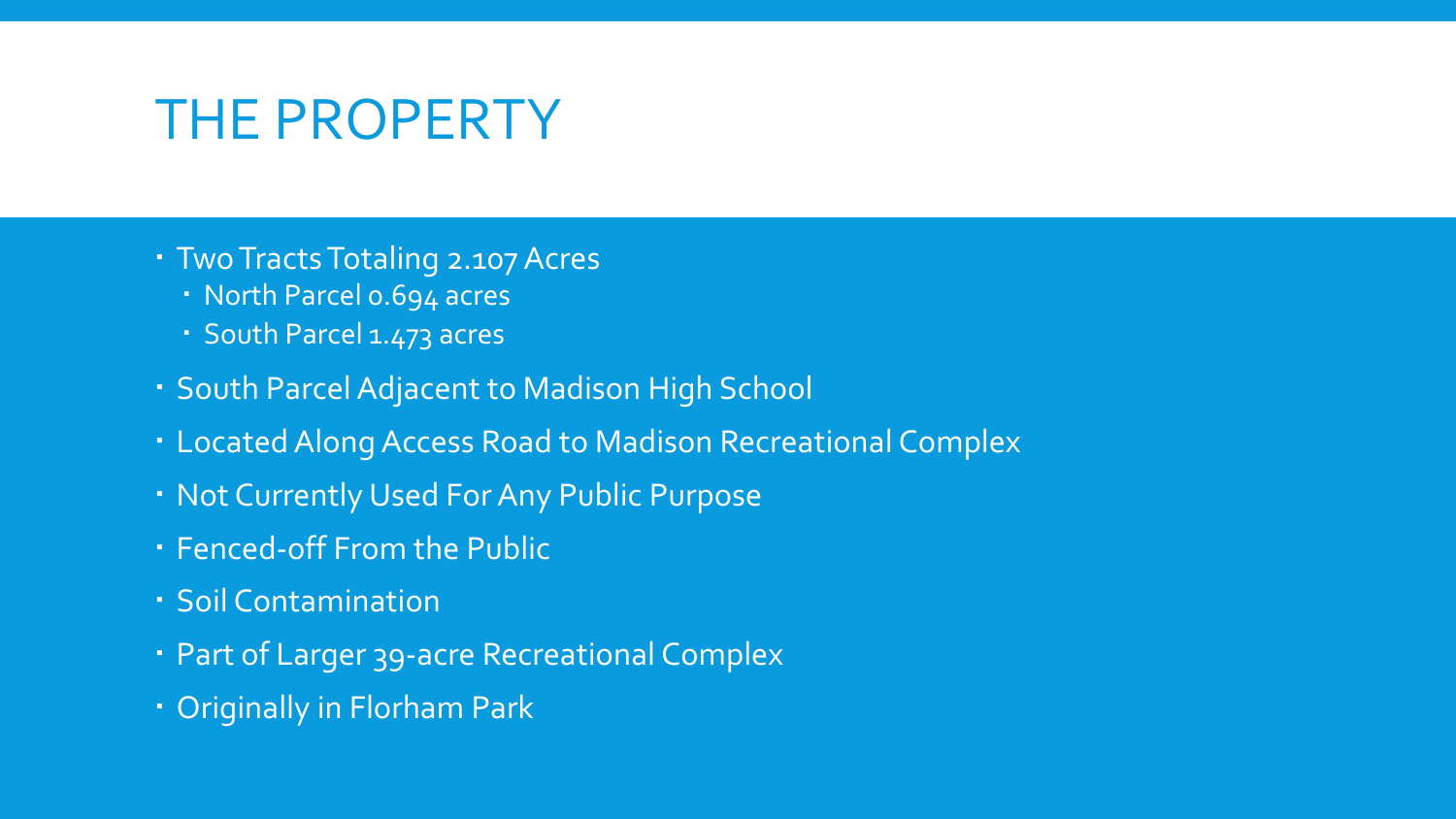# THE PROPERTY

- Two Tracts Totaling 2.107 Acres
  - North Parcel 0.694 acres
  - South Parcel 1.473 acres
- South Parcel Adjacent to Madison High School
- Located Along Access Road to Madison Recreational Complex
- Not Currently Used For Any Public Purpose
- Fenced-off From the Public
- Soil Contamination
- Part of Larger 39-acre Recreational Complex
- Originally in Florham Park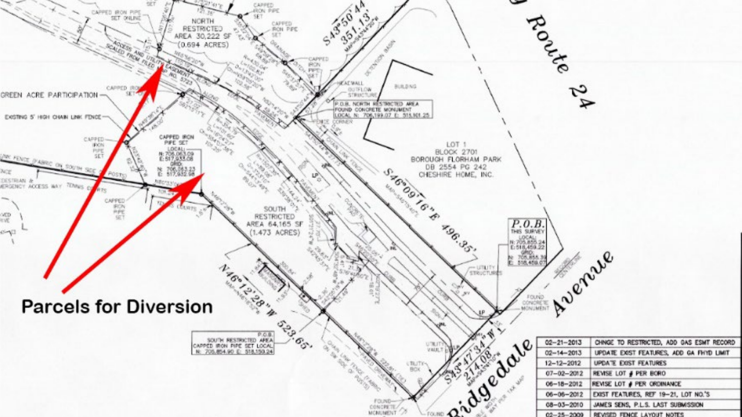Parcels for Diversion

NORTH RESTRICTED AREA 30,222 SF (0.694 ACRES)

SOUTH RESTRICTED AREA 64,165 SF (1.473 ACRES)

LOT 1
BLOCK 2701
BOROUGH FLORHAM PARK
DB 2554 PG 242
CHESHIRE HOME, INC.

P.O.B. NORTH RESTRICTED AREA
FOUND CONCRETE MONUMENT
LOCAL: N: 706,199.07 E: 515,101.25

P.O.B.
THIS SURVEY
LOCAL:
N: 705,855.24
E: 518,459.22
GRID:
N: 705,855.39
E: 518,459.07

P.O.B.
SOUTH RESTRICTED AREA
CAPPED IRON PIPE SET LOCAL
N: 705,854.90 E: 518,159.24

CAPPED IRON PIPE SET
LOCAL:
N: 706,063.09
E: 517,933.08
GRID:
N: 706,063.23
E: 517,932.98

S43°50'44" 351.13'

S46°09'16"E 496.35'

N46°12'28"W 523.65'

S43°47'34"W 214.08'

Route 24

Ridgedale Avenue

GREEN ACRE PARTICIPATION

EXISTING 5' HIGH CHAIN LINK FENCE

ACCESS AND UTILITY EASEMENT SCALED FROM FILED MAP NO. 5723

| | |
|---|---|
| 02-21-2013 | CHNGE TO RESTRICTED, ADD GAS ESMT RECORD |
| 02-14-2013 | UPDATE EXIST FEATURES, ADD GA FHYD LIMIT |
| 12-12-2012 | UPDATE EXIST FEATURES |
| 07-02-2012 | REVISE LOT # PER BORO |
| 06-18-2012 | REVISE LOT # PER ORDINANCE |
| 06-06-2012 | EXIST FEATURES, REF 19-21, LOT NO.'S |
| 08-03-2010 | JAMES SENS, P.L.S. LAST SUBMISSION |
| 02-25-2009 | REVISED FENCE LAYOUT NOTES |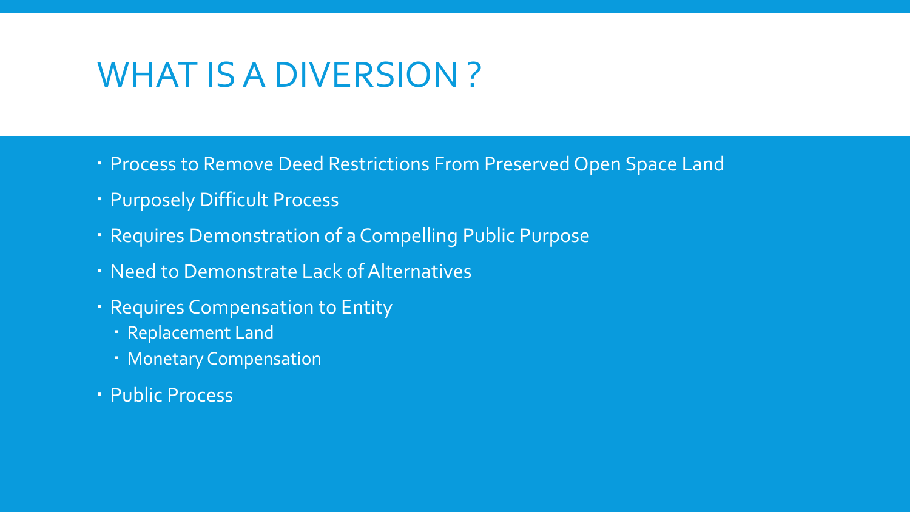# WHAT IS A DIVERSION ?

- Process to Remove Deed Restrictions From Preserved Open Space Land
- Purposely Difficult Process
- Requires Demonstration of a Compelling Public Purpose
- Need to Demonstrate Lack of Alternatives
- Requires Compensation to Entity
  - Replacement Land
  - Monetary Compensation
- Public Process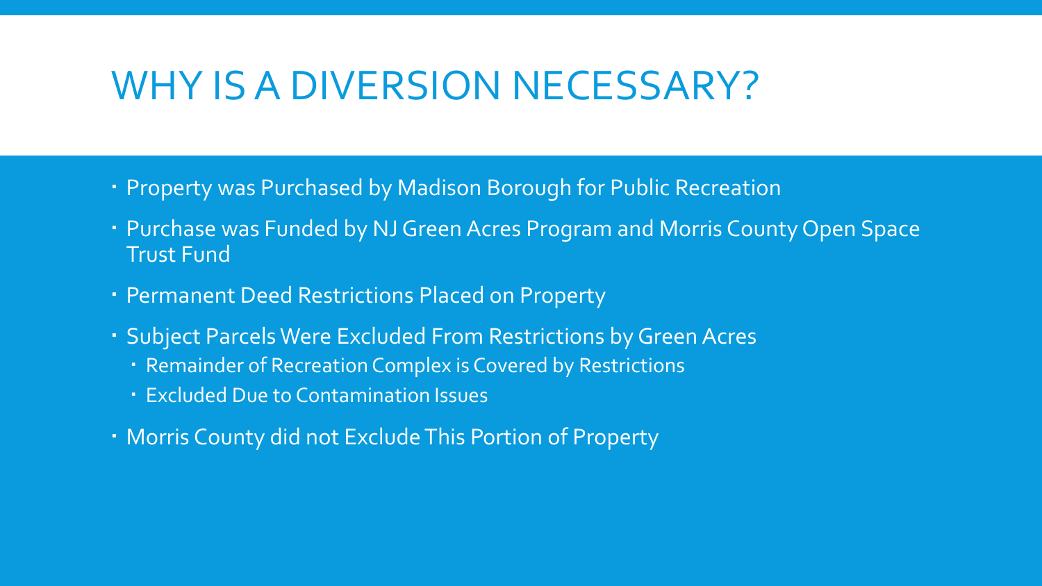# WHY IS A DIVERSION NECESSARY?

- Property was Purchased by Madison Borough for Public Recreation
- Purchase was Funded by NJ Green Acres Program and Morris County Open Space Trust Fund
- Permanent Deed Restrictions Placed on Property
- Subject Parcels Were Excluded From Restrictions by Green Acres
  - Remainder of Recreation Complex is Covered by Restrictions
  - Excluded Due to Contamination Issues
- Morris County did not Exclude This Portion of Property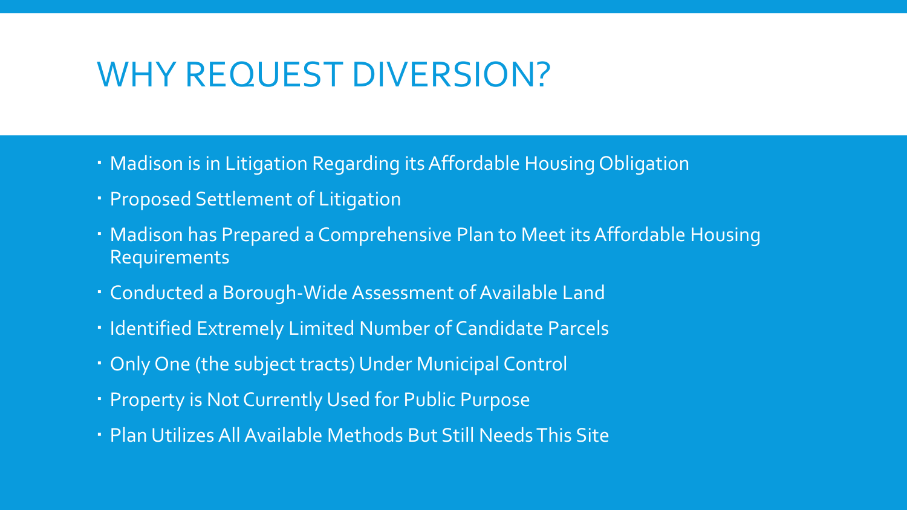# WHY REQUEST DIVERSION?

- Madison is in Litigation Regarding its Affordable Housing Obligation
- Proposed Settlement of Litigation
- Madison has Prepared a Comprehensive Plan to Meet its Affordable Housing Requirements
- Conducted a Borough-Wide Assessment of Available Land
- Identified Extremely Limited Number of Candidate Parcels
- Only One (the subject tracts) Under Municipal Control
- Property is Not Currently Used for Public Purpose
- Plan Utilizes All Available Methods But Still Needs This Site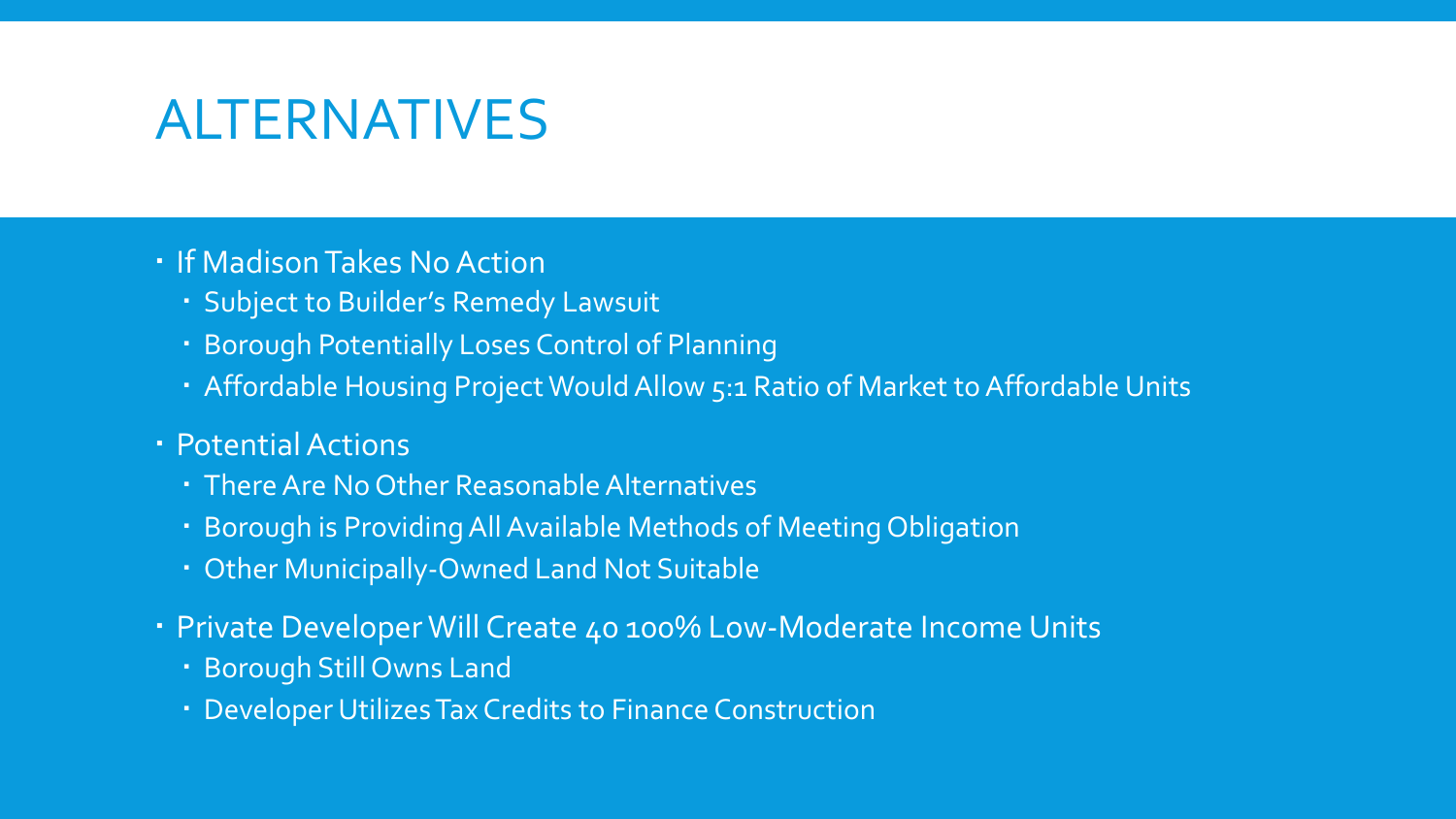# ALTERNATIVES

- If Madison Takes No Action
  - Subject to Builder's Remedy Lawsuit
  - Borough Potentially Loses Control of Planning
  - Affordable Housing Project Would Allow 5:1 Ratio of Market to Affordable Units
- Potential Actions
  - There Are No Other Reasonable Alternatives
  - Borough is Providing All Available Methods of Meeting Obligation
  - Other Municipally-Owned Land Not Suitable
- Private Developer Will Create 40 100% Low-Moderate Income Units
  - Borough Still Owns Land
  - Developer Utilizes Tax Credits to Finance Construction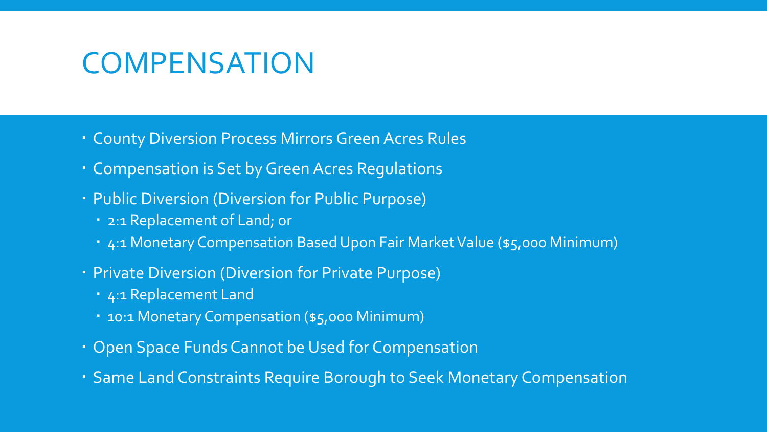# COMPENSATION

- County Diversion Process Mirrors Green Acres Rules
- Compensation is Set by Green Acres Regulations
- Public Diversion (Diversion for Public Purpose)
  - 2:1 Replacement of Land; or
  - 4:1 Monetary Compensation Based Upon Fair Market Value ($5,000 Minimum)
- Private Diversion (Diversion for Private Purpose)
  - 4:1 Replacement Land
  - 10:1 Monetary Compensation ($5,000 Minimum)
- Open Space Funds Cannot be Used for Compensation
- Same Land Constraints Require Borough to Seek Monetary Compensation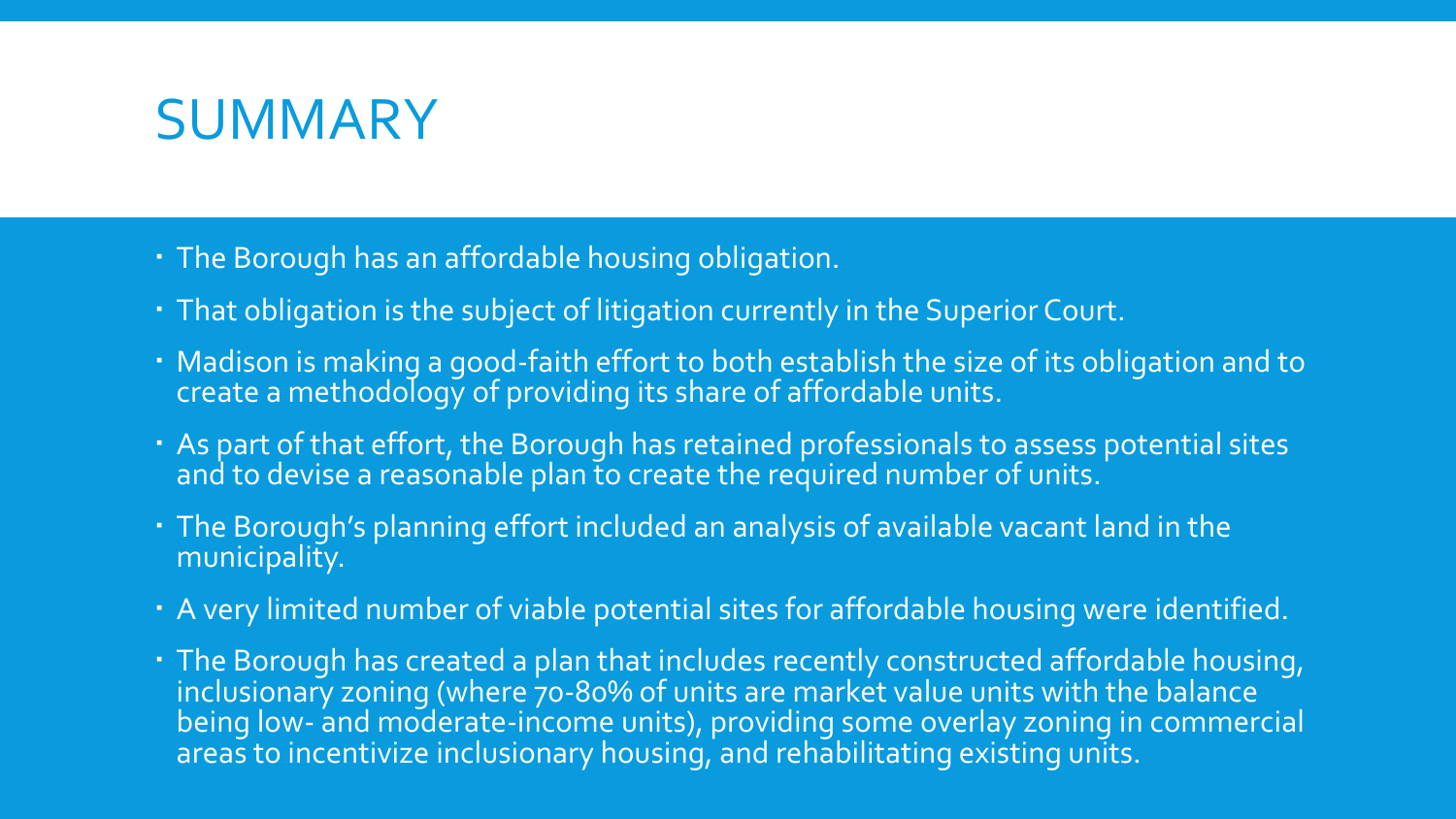# SUMMARY

- The Borough has an affordable housing obligation.
- That obligation is the subject of litigation currently in the Superior Court.
- Madison is making a good-faith effort to both establish the size of its obligation and to create a methodology of providing its share of affordable units.
- As part of that effort, the Borough has retained professionals to assess potential sites and to devise a reasonable plan to create the required number of units.
- The Borough's planning effort included an analysis of available vacant land in the municipality.
- A very limited number of viable potential sites for affordable housing were identified.
- The Borough has created a plan that includes recently constructed affordable housing, inclusionary zoning (where 70-80% of units are market value units with the balance being low- and moderate-income units), providing some overlay zoning in commercial areas to incentivize inclusionary housing, and rehabilitating existing units.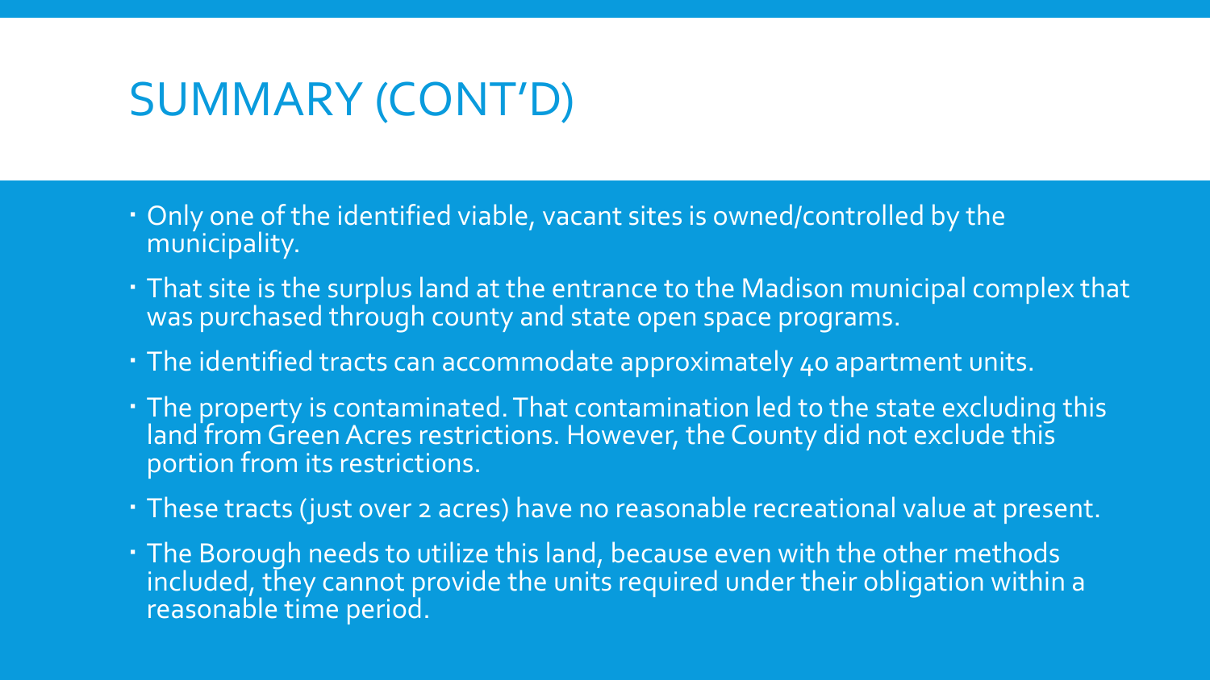# SUMMARY (CONT'D)

- Only one of the identified viable, vacant sites is owned/controlled by the municipality.
- That site is the surplus land at the entrance to the Madison municipal complex that was purchased through county and state open space programs.
- The identified tracts can accommodate approximately 40 apartment units.
- The property is contaminated. That contamination led to the state excluding this land from Green Acres restrictions. However, the County did not exclude this portion from its restrictions.
- These tracts (just over 2 acres) have no reasonable recreational value at present.
- The Borough needs to utilize this land, because even with the other methods included, they cannot provide the units required under their obligation within a reasonable time period.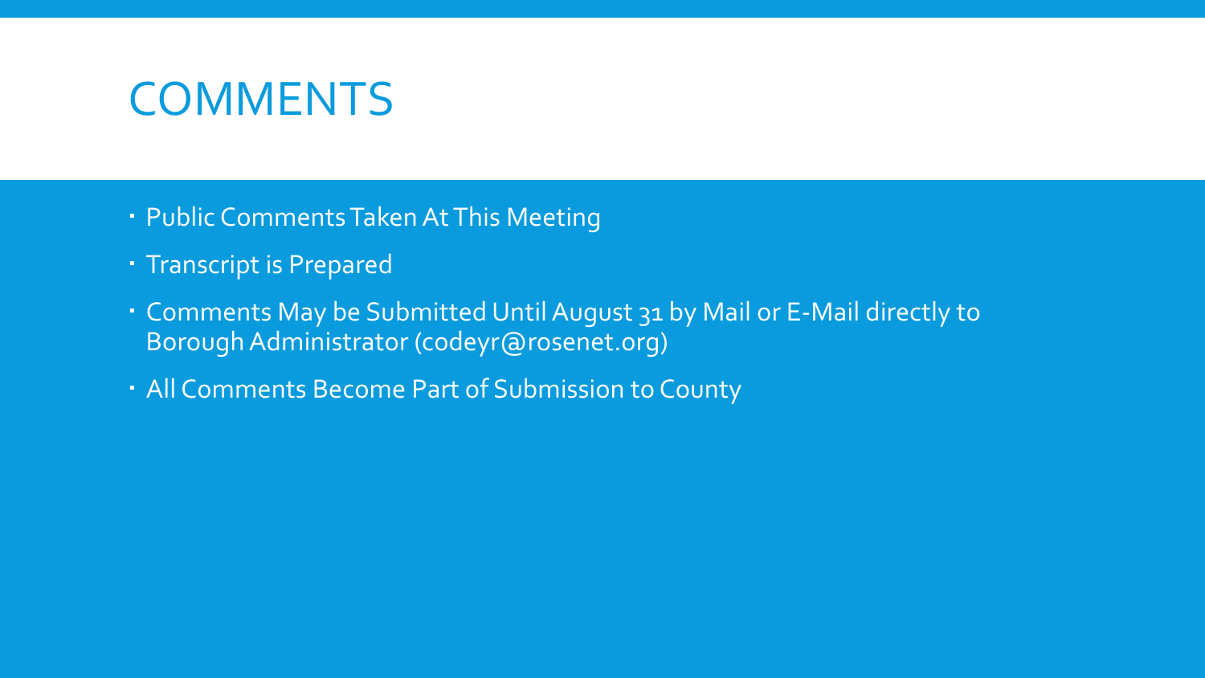# COMMENTS

- Public Comments Taken At This Meeting
- Transcript is Prepared
- Comments May be Submitted Until August 31 by Mail or E-Mail directly to Borough Administrator (codeyr@rosenet.org)
- All Comments Become Part of Submission to County